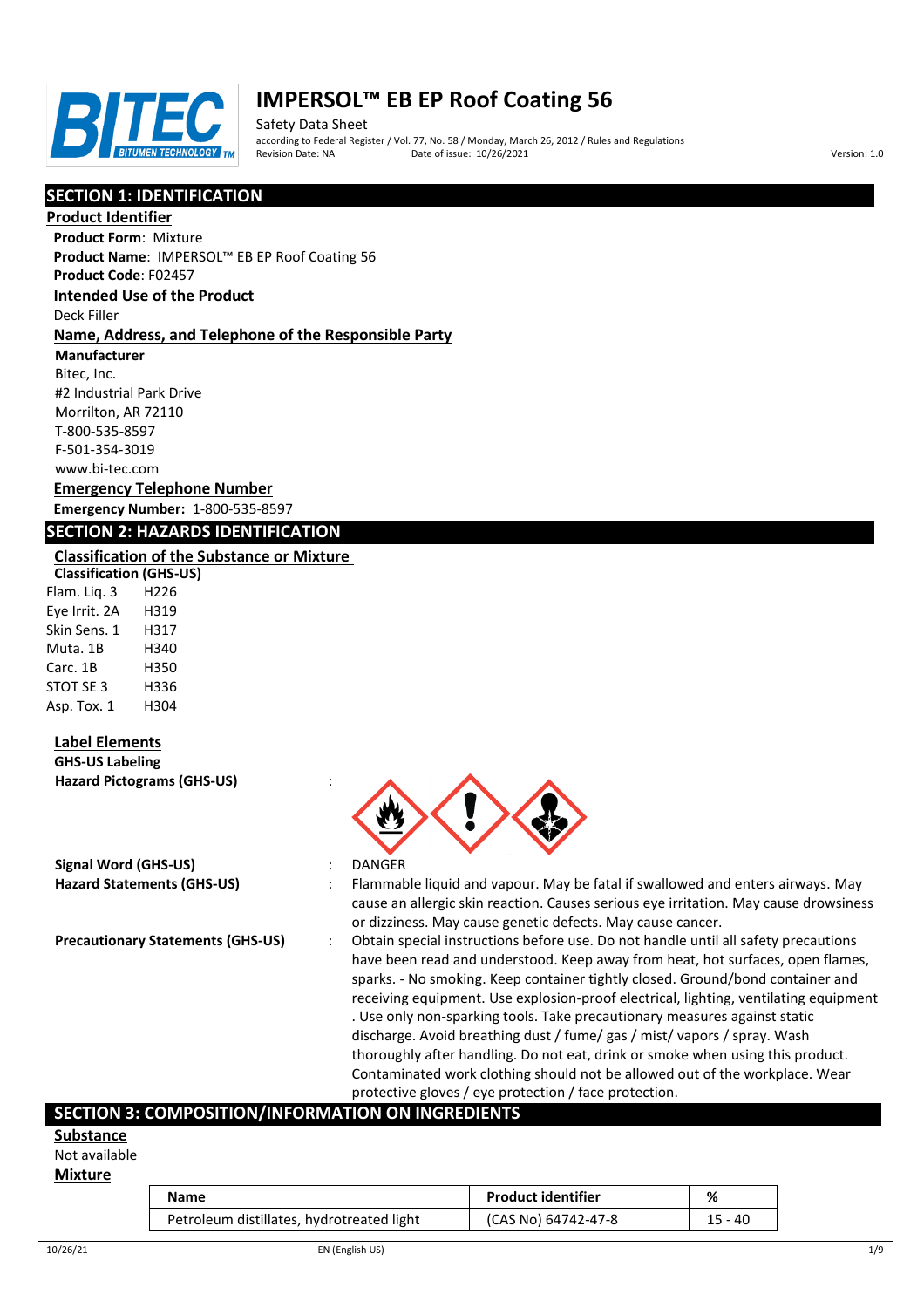# IMPERSOL™ EB EP Roof Coating 56

Safety Data Sheet

according to Federal Register / Vol. 77, No. 58 / Monday, March 26, 2012 / Rules and Regulations

Revision Date: NA    Date of issue: 10/26/2021    Version: 1.0

## SECTION 1: IDENTIFICATION

### Product Identifier

**Product Form**: Mixture

**Product Name**: IMPERSOL™ EB EP Roof Coating 56

**Product Code**: F02457

### Intended Use of the Product

Deck Filler

### Name, Address, and Telephone of the Responsible Party

**Manufacturer**

Bitec, Inc.
#2 Industrial Park Drive
Morrilton, AR 72110
T-800-535-8597
F-501-354-3019
www.bi-tec.com

### Emergency Telephone Number

**Emergency Number:** 1-800-535-8597

## SECTION 2: HAZARDS IDENTIFICATION

### Classification of the Substance or Mixture

**Classification (GHS-US)**

| | |
|---|---|
| Flam. Liq. 3 | H226 |
| Eye Irrit. 2A | H319 |
| Skin Sens. 1 | H317 |
| Muta. 1B | H340 |
| Carc. 1B | H350 |
| STOT SE 3 | H336 |
| Asp. Tox. 1 | H304 |

### Label Elements

**GHS-US Labeling**

**Hazard Pictograms (GHS-US)** :

**Signal Word (GHS-US)** : DANGER

**Hazard Statements (GHS-US)** : Flammable liquid and vapour. May be fatal if swallowed and enters airways. May cause an allergic skin reaction. Causes serious eye irritation. May cause drowsiness or dizziness. May cause genetic defects. May cause cancer.

**Precautionary Statements (GHS-US)** : Obtain special instructions before use. Do not handle until all safety precautions have been read and understood. Keep away from heat, hot surfaces, open flames, sparks. - No smoking. Keep container tightly closed. Ground/bond container and receiving equipment. Use explosion-proof electrical, lighting, ventilating equipment . Use only non-sparking tools. Take precautionary measures against static discharge. Avoid breathing dust / fume/ gas / mist/ vapors / spray. Wash thoroughly after handling. Do not eat, drink or smoke when using this product. Contaminated work clothing should not be allowed out of the workplace. Wear protective gloves / eye protection / face protection.

## SECTION 3: COMPOSITION/INFORMATION ON INGREDIENTS

### Substance

Not available

### Mixture

| Name | Product identifier | % |
|---|---|---|
| Petroleum distillates, hydrotreated light | (CAS No) 64742-47-8 | 15 - 40 |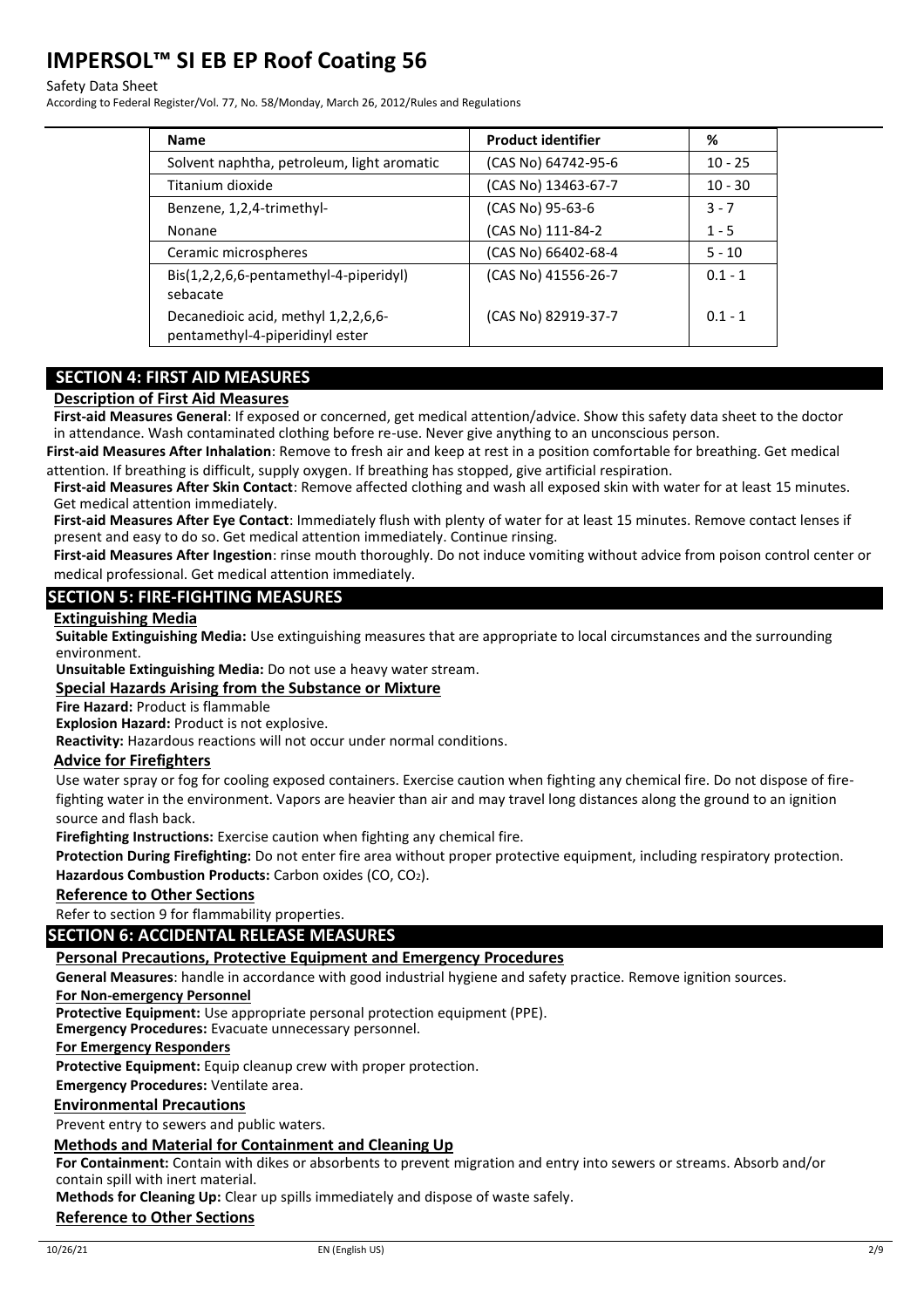| Name | Product identifier | % |
|---|---|---|
| Solvent naphtha, petroleum, light aromatic | (CAS No) 64742-95-6 | 10 - 25 |
| Titanium dioxide | (CAS No) 13463-67-7 | 10 - 30 |
| Benzene, 1,2,4-trimethyl- | (CAS No) 95-63-6 | 3 - 7 |
| Nonane | (CAS No) 111-84-2 | 1 - 5 |
| Ceramic microspheres | (CAS No) 66402-68-4 | 5 - 10 |
| Bis(1,2,2,6,6-pentamethyl-4-piperidyl) sebacate | (CAS No) 41556-26-7 | 0.1 - 1 |
| Decanedioic acid, methyl 1,2,2,6,6-pentamethyl-4-piperidinyl ester | (CAS No) 82919-37-7 | 0.1 - 1 |

## SECTION 4: FIRST AID MEASURES

### Description of First Aid Measures

**First-aid Measures General**: If exposed or concerned, get medical attention/advice. Show this safety data sheet to the doctor in attendance. Wash contaminated clothing before re-use. Never give anything to an unconscious person.

**First-aid Measures After Inhalation**: Remove to fresh air and keep at rest in a position comfortable for breathing. Get medical attention. If breathing is difficult, supply oxygen. If breathing has stopped, give artificial respiration.

**First-aid Measures After Skin Contact**: Remove affected clothing and wash all exposed skin with water for at least 15 minutes. Get medical attention immediately.

**First-aid Measures After Eye Contact**: Immediately flush with plenty of water for at least 15 minutes. Remove contact lenses if present and easy to do so. Get medical attention immediately. Continue rinsing.

**First-aid Measures After Ingestion**: rinse mouth thoroughly. Do not induce vomiting without advice from poison control center or medical professional. Get medical attention immediately.

## SECTION 5: FIRE-FIGHTING MEASURES

### Extinguishing Media

**Suitable Extinguishing Media:** Use extinguishing measures that are appropriate to local circumstances and the surrounding environment.

**Unsuitable Extinguishing Media:** Do not use a heavy water stream.

### Special Hazards Arising from the Substance or Mixture

**Fire Hazard:** Product is flammable

**Explosion Hazard:** Product is not explosive.

**Reactivity:** Hazardous reactions will not occur under normal conditions.

### Advice for Firefighters

Use water spray or fog for cooling exposed containers. Exercise caution when fighting any chemical fire. Do not dispose of fire-fighting water in the environment. Vapors are heavier than air and may travel long distances along the ground to an ignition source and flash back.

**Firefighting Instructions:** Exercise caution when fighting any chemical fire.

**Protection During Firefighting:** Do not enter fire area without proper protective equipment, including respiratory protection.

**Hazardous Combustion Products:** Carbon oxides (CO, $CO_2$).

### Reference to Other Sections

Refer to section 9 for flammability properties.

## SECTION 6: ACCIDENTAL RELEASE MEASURES

### Personal Precautions, Protective Equipment and Emergency Procedures

**General Measures**: handle in accordance with good industrial hygiene and safety practice. Remove ignition sources.

#### For Non-emergency Personnel

**Protective Equipment:** Use appropriate personal protection equipment (PPE).

**Emergency Procedures:** Evacuate unnecessary personnel.

#### For Emergency Responders

**Protective Equipment:** Equip cleanup crew with proper protection.

**Emergency Procedures:** Ventilate area.

### Environmental Precautions

Prevent entry to sewers and public waters.

### Methods and Material for Containment and Cleaning Up

**For Containment:** Contain with dikes or absorbents to prevent migration and entry into sewers or streams. Absorb and/or contain spill with inert material.

**Methods for Cleaning Up:** Clear up spills immediately and dispose of waste safely.

### Reference to Other Sections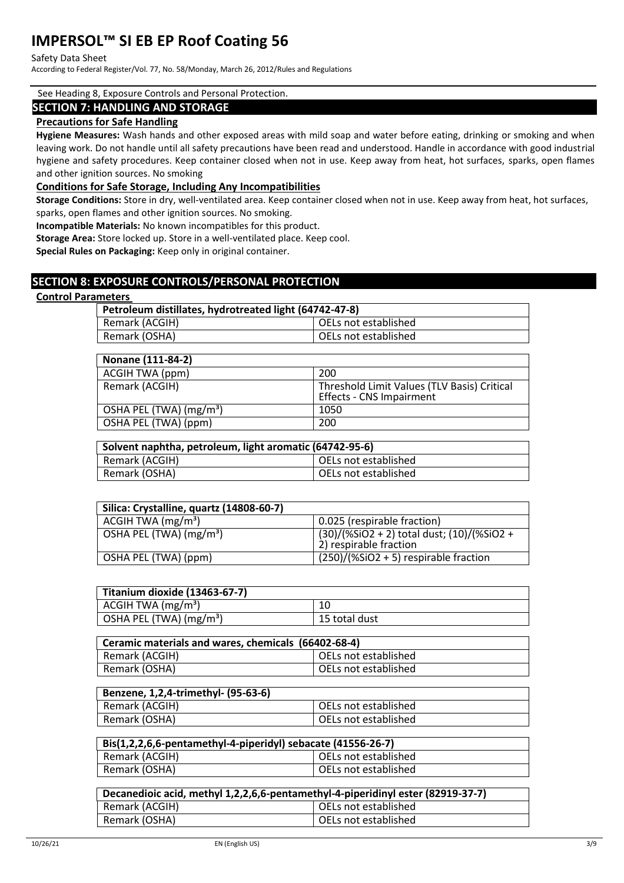See Heading 8, Exposure Controls and Personal Protection.

## SECTION 7: HANDLING AND STORAGE

### Precautions for Safe Handling

**Hygiene Measures:** Wash hands and other exposed areas with mild soap and water before eating, drinking or smoking and when leaving work. Do not handle until all safety precautions have been read and understood. Handle in accordance with good industrial hygiene and safety procedures. Keep container closed when not in use. Keep away from heat, hot surfaces, sparks, open flames and other ignition sources. No smoking

### Conditions for Safe Storage, Including Any Incompatibilities

**Storage Conditions:** Store in dry, well-ventilated area. Keep container closed when not in use. Keep away from heat, hot surfaces, sparks, open flames and other ignition sources. No smoking.

**Incompatible Materials:** No known incompatibles for this product.

**Storage Area:** Store locked up. Store in a well-ventilated place. Keep cool.

**Special Rules on Packaging:** Keep only in original container.

## SECTION 8: EXPOSURE CONTROLS/PERSONAL PROTECTION

### Control Parameters

| Petroleum distillates, hydrotreated light (64742-47-8) | |
|---|---|
| Remark (ACGIH) | OELs not established |
| Remark (OSHA) | OELs not established |

| Nonane (111-84-2) | |
|---|---|
| ACGIH TWA (ppm) | 200 |
| Remark (ACGIH) | Threshold Limit Values (TLV Basis) Critical Effects - CNS Impairment |
| OSHA PEL (TWA) ($mg/m^3$) | 1050 |
| OSHA PEL (TWA) (ppm) | 200 |

| Solvent naphtha, petroleum, light aromatic (64742-95-6) | |
|---|---|
| Remark (ACGIH) | OELs not established |
| Remark (OSHA) | OELs not established |

| Silica: Crystalline, quartz (14808-60-7) | |
|---|---|
| ACGIH TWA ($mg/m^3$) | 0.025 (respirable fraction) |
| OSHA PEL (TWA) ($mg/m^3$) | (30)/(%$SiO_2$ + 2) total dust; (10)/(%$SiO_2$ + 2) respirable fraction |
| OSHA PEL (TWA) (ppm) | (250)/(%$SiO_2$ + 5) respirable fraction |

| Titanium dioxide (13463-67-7) | |
|---|---|
| ACGIH TWA ($mg/m^3$) | 10 |
| OSHA PEL (TWA) ($mg/m^3$) | 15 total dust |

| Ceramic materials and wares, chemicals (66402-68-4) | |
|---|---|
| Remark (ACGIH) | OELs not established |
| Remark (OSHA) | OELs not established |

| Benzene, 1,2,4-trimethyl- (95-63-6) | |
|---|---|
| Remark (ACGIH) | OELs not established |
| Remark (OSHA) | OELs not established |

| Bis(1,2,2,6,6-pentamethyl-4-piperidyl) sebacate (41556-26-7) | |
|---|---|
| Remark (ACGIH) | OELs not established |
| Remark (OSHA) | OELs not established |

| Decanedioic acid, methyl 1,2,2,6,6-pentamethyl-4-piperidinyl ester (82919-37-7) | |
|---|---|
| Remark (ACGIH) | OELs not established |
| Remark (OSHA) | OELs not established |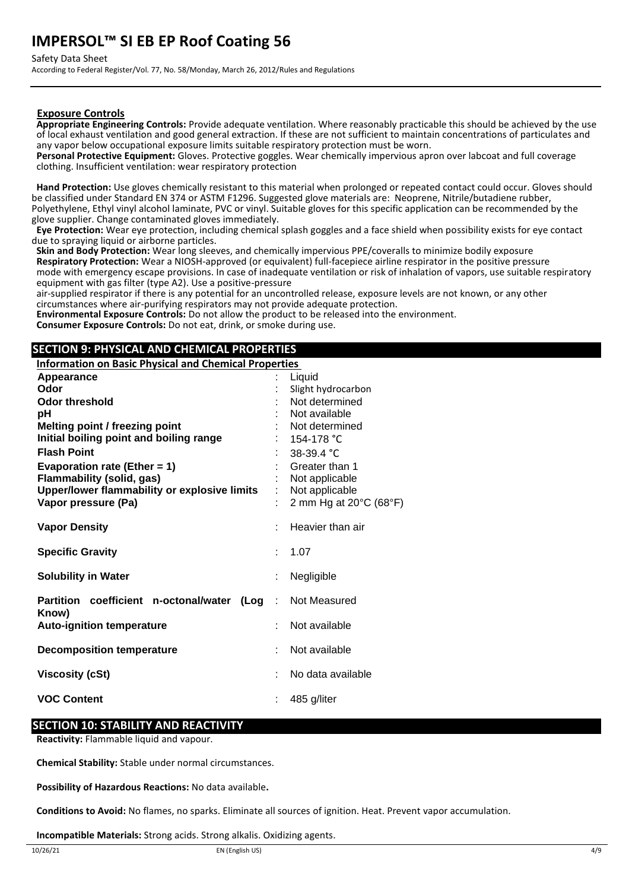### Exposure Controls

**Appropriate Engineering Controls:** Provide adequate ventilation. Where reasonably practicable this should be achieved by the use of local exhaust ventilation and good general extraction. If these are not sufficient to maintain concentrations of particulates and any vapor below occupational exposure limits suitable respiratory protection must be worn.

**Personal Protective Equipment:** Gloves. Protective goggles. Wear chemically impervious apron over labcoat and full coverage clothing. Insufficient ventilation: wear respiratory protection

**Hand Protection:** Use gloves chemically resistant to this material when prolonged or repeated contact could occur. Gloves should be classified under Standard EN 374 or ASTM F1296. Suggested glove materials are: Neoprene, Nitrile/butadiene rubber, Polyethylene, Ethyl vinyl alcohol laminate, PVC or vinyl. Suitable gloves for this specific application can be recommended by the glove supplier. Change contaminated gloves immediately.

**Eye Protection:** Wear eye protection, including chemical splash goggles and a face shield when possibility exists for eye contact due to spraying liquid or airborne particles.

**Skin and Body Protection:** Wear long sleeves, and chemically impervious PPE/coveralls to minimize bodily exposure

**Respiratory Protection:** Wear a NIOSH-approved (or equivalent) full-facepiece airline respirator in the positive pressure mode with emergency escape provisions. In case of inadequate ventilation or risk of inhalation of vapors, use suitable respiratory equipment with gas filter (type A2). Use a positive-pressure air-supplied respirator if there is any potential for an uncontrolled release, exposure levels are not known, or any other circumstances where air-purifying respirators may not provide adequate protection.

**Environmental Exposure Controls:** Do not allow the product to be released into the environment.

**Consumer Exposure Controls:** Do not eat, drink, or smoke during use.

## SECTION 9: PHYSICAL AND CHEMICAL PROPERTIES

### Information on Basic Physical and Chemical Properties

| Property | Value |
|---|---|
| Appearance | Liquid |
| Odor | Slight hydrocarbon |
| Odor threshold | Not determined |
| pH | Not available |
| Melting point / freezing point | Not determined |
| Initial boiling point and boiling range | 154-178 °C |
| Flash Point | 38-39.4 °C |
| Evaporation rate (Ether = 1) | Greater than 1 |
| Flammability (solid, gas) | Not applicable |
| Upper/lower flammability or explosive limits | Not applicable |
| Vapor pressure (Pa) | 2 mm Hg at 20°C (68°F) |
| Vapor Density | Heavier than air |
| Specific Gravity | 1.07 |
| Solubility in Water | Negligible |
| Partition coefficient n-octonal/water (Log Know) | Not Measured |
| Auto-ignition temperature | Not available |
| Decomposition temperature | Not available |
| Viscosity (cSt) | No data available |
| VOC Content | 485 g/liter |

## SECTION 10: STABILITY AND REACTIVITY

**Reactivity:** Flammable liquid and vapour.

**Chemical Stability:** Stable under normal circumstances.

**Possibility of Hazardous Reactions:** No data available**.**

**Conditions to Avoid:** No flames, no sparks. Eliminate all sources of ignition. Heat. Prevent vapor accumulation.

**Incompatible Materials:** Strong acids. Strong alkalis. Oxidizing agents.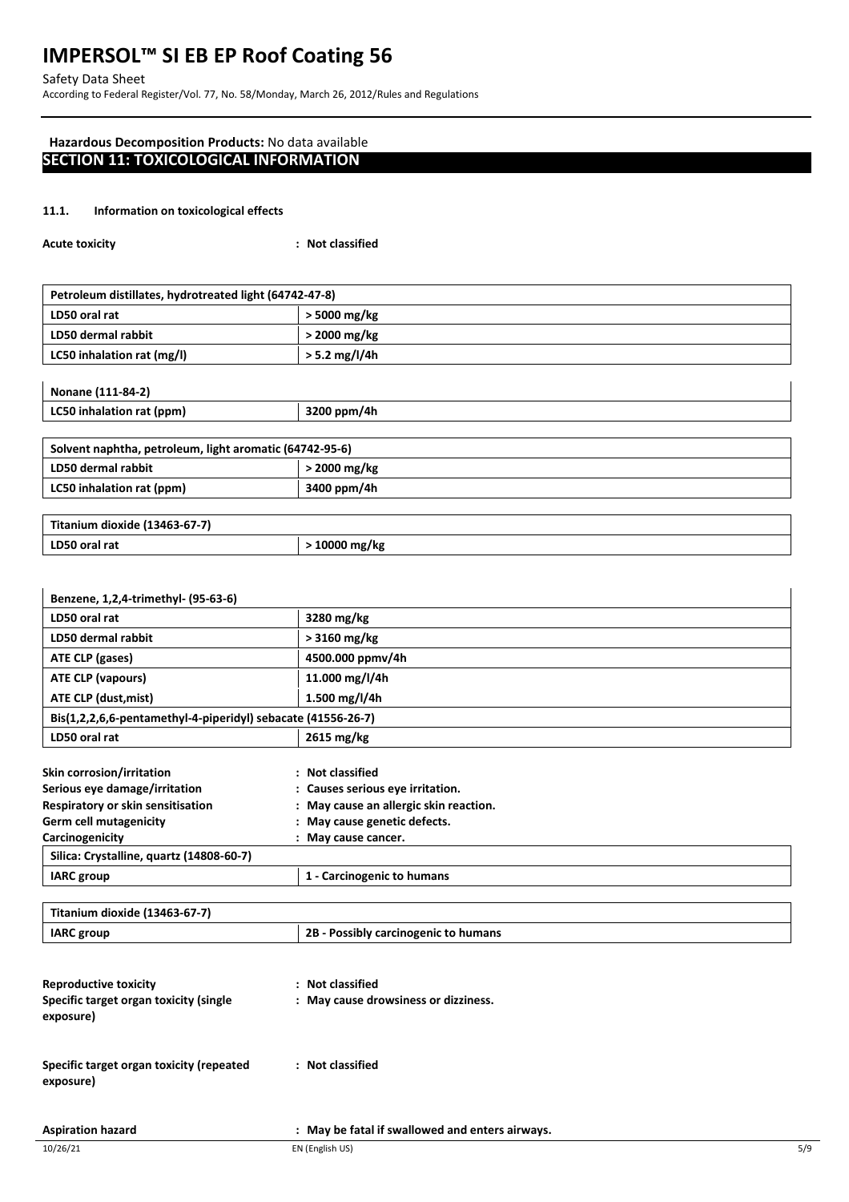**Hazardous Decomposition Products:** No data available

## SECTION 11: TOXICOLOGICAL INFORMATION

### 11.1. Information on toxicological effects

**Acute toxicity** : **Not classified**

| Petroleum distillates, hydrotreated light (64742-47-8) | |
|---|---|
| LD50 oral rat | > 5000 mg/kg |
| LD50 dermal rabbit | > 2000 mg/kg |
| LC50 inhalation rat (mg/l) | > 5.2 mg/l/4h |

| Nonane (111-84-2) | |
|---|---|
| LC50 inhalation rat (ppm) | 3200 ppm/4h |

| Solvent naphtha, petroleum, light aromatic (64742-95-6) | |
|---|---|
| LD50 dermal rabbit | > 2000 mg/kg |
| LC50 inhalation rat (ppm) | 3400 ppm/4h |

| Titanium dioxide (13463-67-7) | |
|---|---|
| LD50 oral rat | > 10000 mg/kg |

| Benzene, 1,2,4-trimethyl- (95-63-6) | |
|---|---|
| LD50 oral rat | 3280 mg/kg |
| LD50 dermal rabbit | > 3160 mg/kg |
| ATE CLP (gases) | 4500.000 ppmv/4h |
| ATE CLP (vapours) | 11.000 mg/l/4h |
| ATE CLP (dust,mist) | 1.500 mg/l/4h |
| **Bis(1,2,2,6,6-pentamethyl-4-piperidyl) sebacate (41556-26-7)** | |
| LD50 oral rat | 2615 mg/kg |

**Skin corrosion/irritation** : **Not classified**

**Serious eye damage/irritation** : **Causes serious eye irritation.**

**Respiratory or skin sensitisation** : **May cause an allergic skin reaction.**

**Germ cell mutagenicity** : **May cause genetic defects.**

**Carcinogenicity** : **May cause cancer.**

| Silica: Crystalline, quartz (14808-60-7) | |
|---|---|
| IARC group | 1 - Carcinogenic to humans |

| Titanium dioxide (13463-67-7) | |
|---|---|
| IARC group | 2B - Possibly carcinogenic to humans |

**Reproductive toxicity** : **Not classified**

**Specific target organ toxicity (single exposure)** : **May cause drowsiness or dizziness.**

**Specific target organ toxicity (repeated exposure)** : **Not classified**

**Aspiration hazard** : **May be fatal if swallowed and enters airways.**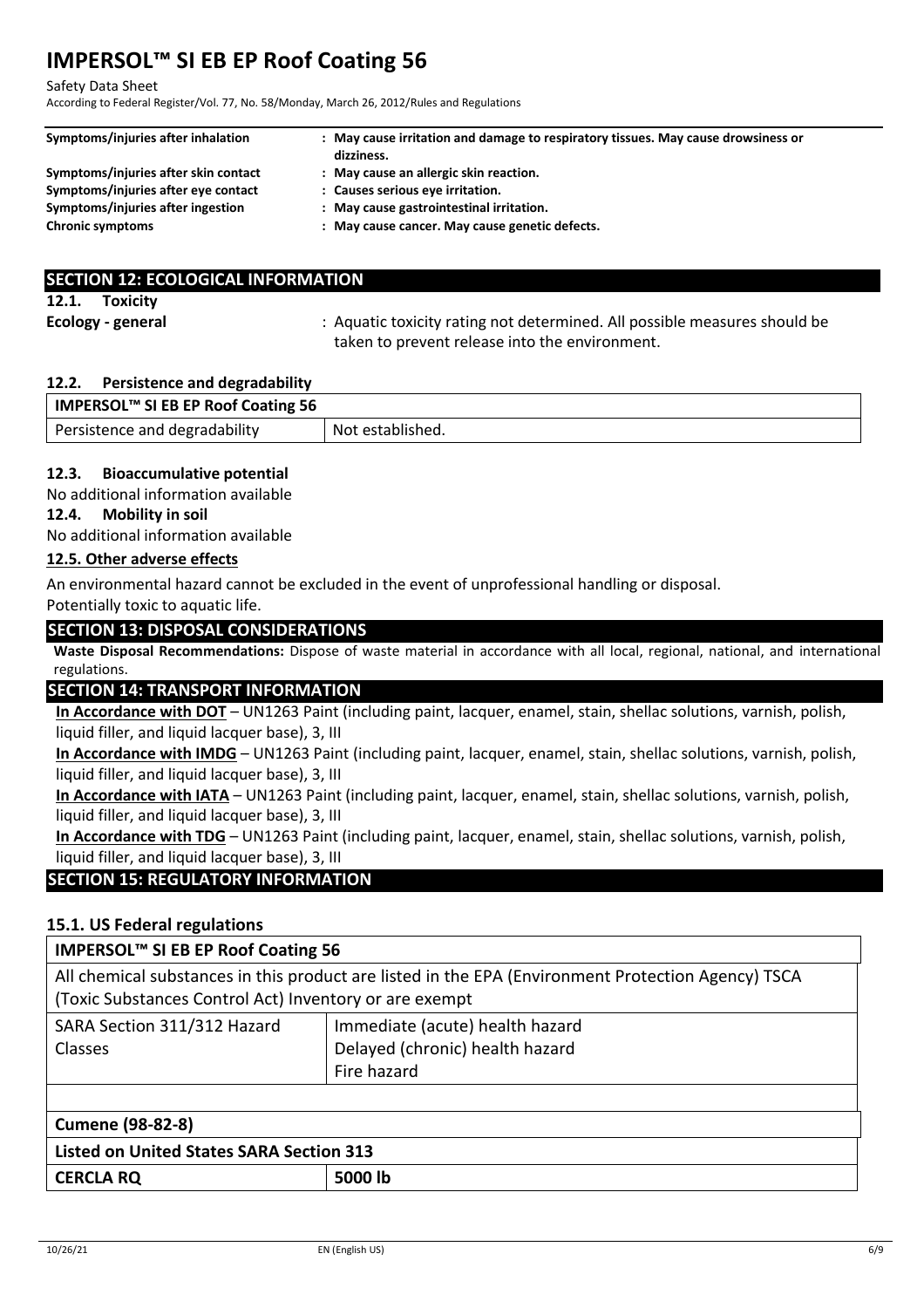| | |
|---|---|
| **Symptoms/injuries after inhalation** | **: May cause irritation and damage to respiratory tissues. May cause drowsiness or dizziness.** |
| **Symptoms/injuries after skin contact** | **: May cause an allergic skin reaction.** |
| **Symptoms/injuries after eye contact** | **: Causes serious eye irritation.** |
| **Symptoms/injuries after ingestion** | **: May cause gastrointestinal irritation.** |
| **Chronic symptoms** | **: May cause cancer. May cause genetic defects.** |

## SECTION 12: ECOLOGICAL INFORMATION

### 12.1. Toxicity

**Ecology - general** : Aquatic toxicity rating not determined. All possible measures should be taken to prevent release into the environment.

### 12.2. Persistence and degradability

| IMPERSOL™ SI EB EP Roof Coating 56 | |
|---|---|
| Persistence and degradability | Not established. |

### 12.3. Bioaccumulative potential

No additional information available

### 12.4. Mobility in soil

No additional information available

### 12.5. Other adverse effects

An environmental hazard cannot be excluded in the event of unprofessional handling or disposal.
Potentially toxic to aquatic life.

## SECTION 13: DISPOSAL CONSIDERATIONS

**Waste Disposal Recommendations:** Dispose of waste material in accordance with all local, regional, national, and international regulations.

## SECTION 14: TRANSPORT INFORMATION

**In Accordance with DOT** – UN1263 Paint (including paint, lacquer, enamel, stain, shellac solutions, varnish, polish, liquid filler, and liquid lacquer base), 3, III

**In Accordance with IMDG** – UN1263 Paint (including paint, lacquer, enamel, stain, shellac solutions, varnish, polish, liquid filler, and liquid lacquer base), 3, III

**In Accordance with IATA** – UN1263 Paint (including paint, lacquer, enamel, stain, shellac solutions, varnish, polish, liquid filler, and liquid lacquer base), 3, III

**In Accordance with TDG** – UN1263 Paint (including paint, lacquer, enamel, stain, shellac solutions, varnish, polish, liquid filler, and liquid lacquer base), 3, III

## SECTION 15: REGULATORY INFORMATION

### 15.1. US Federal regulations

| IMPERSOL™ SI EB EP Roof Coating 56 | |
|---|---|
| All chemical substances in this product are listed in the EPA (Environment Protection Agency) TSCA (Toxic Substances Control Act) Inventory or are exempt | |
| SARA Section 311/312 Hazard Classes | Immediate (acute) health hazard<br>Delayed (chronic) health hazard<br>Fire hazard |
| | |
| **Cumene (98-82-8)** | |
| **Listed on United States SARA Section 313** | |
| **CERCLA RQ** | **5000 lb** |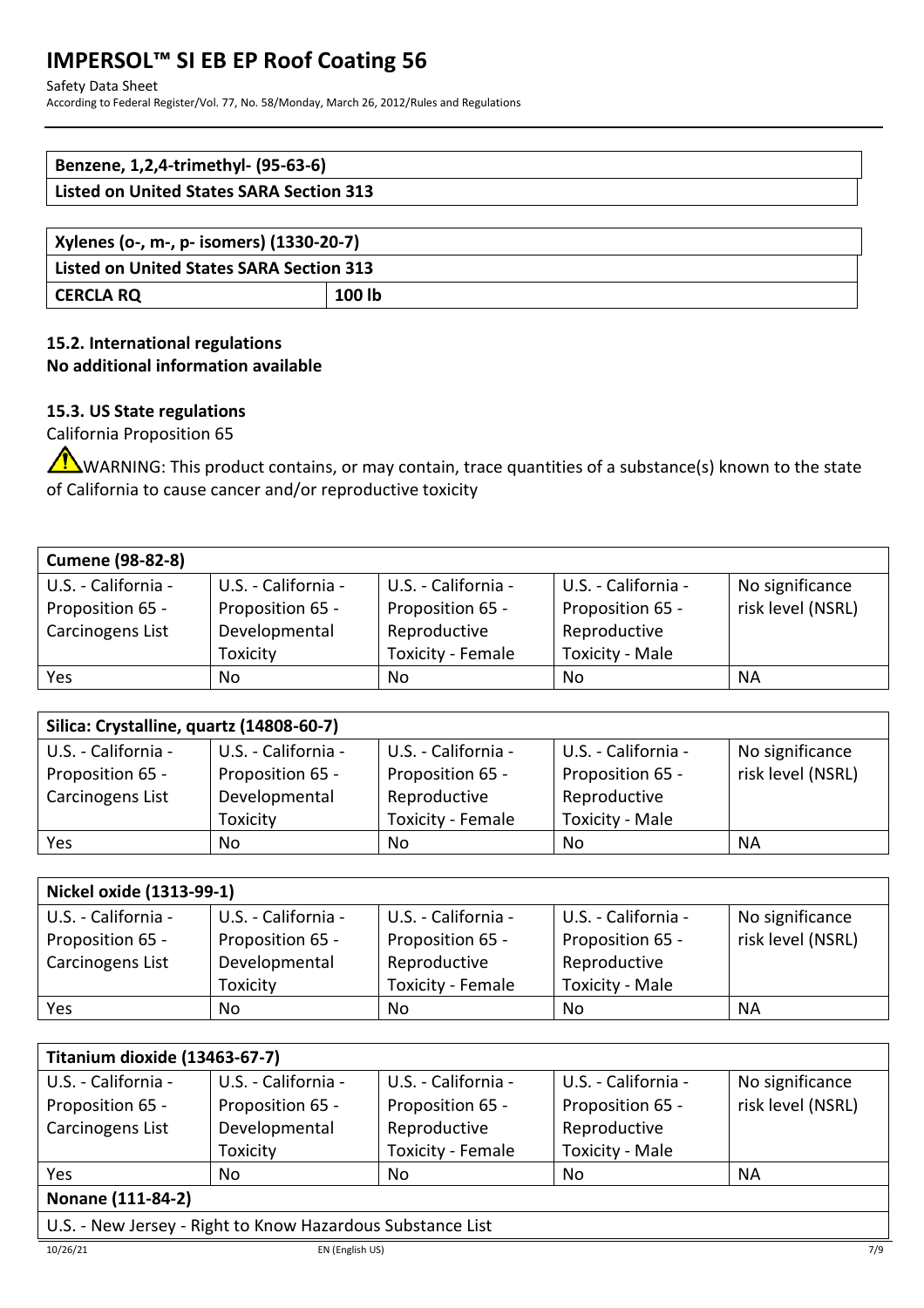| Benzene, 1,2,4-trimethyl- (95-63-6) |
| --- |
| Listed on United States SARA Section 313 |

| Xylenes (o-, m-, p- isomers) (1330-20-7) | |
| --- | --- |
| Listed on United States SARA Section 313 | |
| CERCLA RQ | 100 lb |

### 15.2. International regulations

**No additional information available**

### 15.3. US State regulations

California Proposition 65

⚠WARNING: This product contains, or may contain, trace quantities of a substance(s) known to the state of California to cause cancer and/or reproductive toxicity

| Cumene (98-82-8) | | | | |
| --- | --- | --- | --- | --- |
| U.S. - California - Proposition 65 - Carcinogens List | U.S. - California - Proposition 65 - Developmental Toxicity | U.S. - California - Proposition 65 - Reproductive Toxicity - Female | U.S. - California - Proposition 65 - Reproductive Toxicity - Male | No significance risk level (NSRL) |
| Yes | No | No | No | NA |

| Silica: Crystalline, quartz (14808-60-7) | | | | |
| --- | --- | --- | --- | --- |
| U.S. - California - Proposition 65 - Carcinogens List | U.S. - California - Proposition 65 - Developmental Toxicity | U.S. - California - Proposition 65 - Reproductive Toxicity - Female | U.S. - California - Proposition 65 - Reproductive Toxicity - Male | No significance risk level (NSRL) |
| Yes | No | No | No | NA |

| Nickel oxide (1313-99-1) | | | | |
| --- | --- | --- | --- | --- |
| U.S. - California - Proposition 65 - Carcinogens List | U.S. - California - Proposition 65 - Developmental Toxicity | U.S. - California - Proposition 65 - Reproductive Toxicity - Female | U.S. - California - Proposition 65 - Reproductive Toxicity - Male | No significance risk level (NSRL) |
| Yes | No | No | No | NA |

| Titanium dioxide (13463-67-7) | | | | |
| --- | --- | --- | --- | --- |
| U.S. - California - Proposition 65 - Carcinogens List | U.S. - California - Proposition 65 - Developmental Toxicity | U.S. - California - Proposition 65 - Reproductive Toxicity - Female | U.S. - California - Proposition 65 - Reproductive Toxicity - Male | No significance risk level (NSRL) |
| Yes | No | No | No | NA |
| **Nonane (111-84-2)** | | | | |
| U.S. - New Jersey - Right to Know Hazardous Substance List | | | | |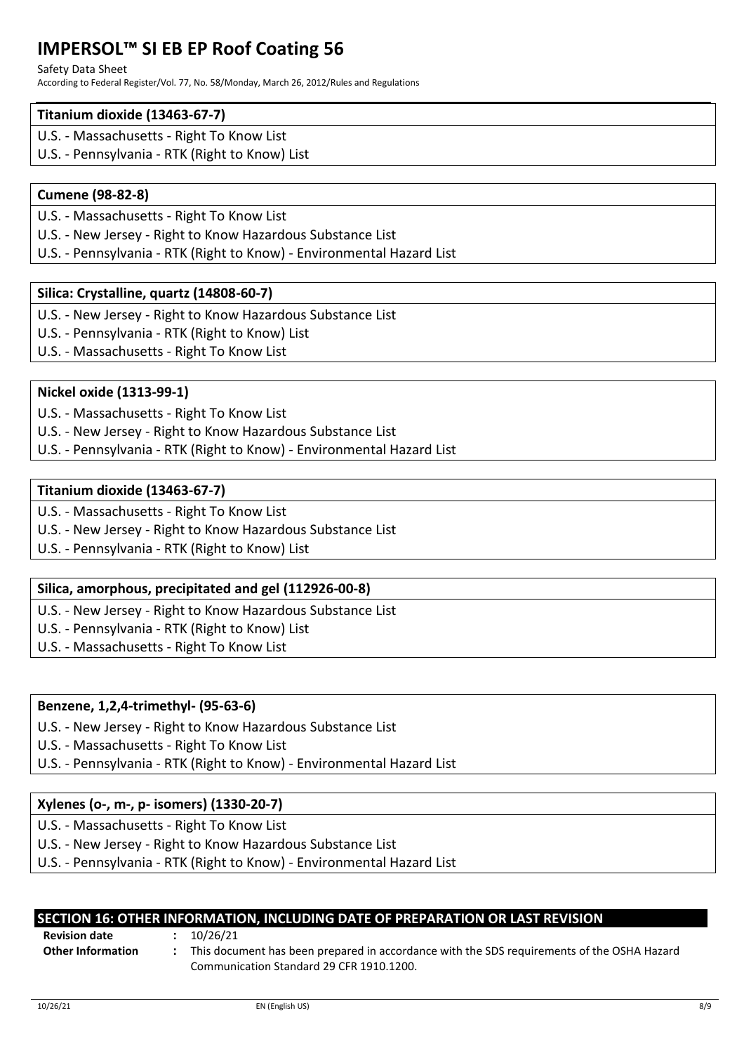| Titanium dioxide (13463-67-7) |
| --- |
| U.S. - Massachusetts - Right To Know List |
| U.S. - Pennsylvania - RTK (Right to Know) List |

| Cumene (98-82-8) |
| --- |
| U.S. - Massachusetts - Right To Know List |
| U.S. - New Jersey - Right to Know Hazardous Substance List |
| U.S. - Pennsylvania - RTK (Right to Know) - Environmental Hazard List |

| Silica: Crystalline, quartz (14808-60-7) |
| --- |
| U.S. - New Jersey - Right to Know Hazardous Substance List |
| U.S. - Pennsylvania - RTK (Right to Know) List |
| U.S. - Massachusetts - Right To Know List |

| Nickel oxide (1313-99-1) |
| --- |
| U.S. - Massachusetts - Right To Know List |
| U.S. - New Jersey - Right to Know Hazardous Substance List |
| U.S. - Pennsylvania - RTK (Right to Know) - Environmental Hazard List |

| Titanium dioxide (13463-67-7) |
| --- |
| U.S. - Massachusetts - Right To Know List |
| U.S. - New Jersey - Right to Know Hazardous Substance List |
| U.S. - Pennsylvania - RTK (Right to Know) List |

| Silica, amorphous, precipitated and gel (112926-00-8) |
| --- |
| U.S. - New Jersey - Right to Know Hazardous Substance List |
| U.S. - Pennsylvania - RTK (Right to Know) List |
| U.S. - Massachusetts - Right To Know List |

| Benzene, 1,2,4-trimethyl- (95-63-6) |
| --- |
| U.S. - New Jersey - Right to Know Hazardous Substance List |
| U.S. - Massachusetts - Right To Know List |
| U.S. - Pennsylvania - RTK (Right to Know) - Environmental Hazard List |

| Xylenes (o-, m-, p- isomers) (1330-20-7) |
| --- |
| U.S. - Massachusetts - Right To Know List |
| U.S. - New Jersey - Right to Know Hazardous Substance List |
| U.S. - Pennsylvania - RTK (Right to Know) - Environmental Hazard List |

## SECTION 16: OTHER INFORMATION, INCLUDING DATE OF PREPARATION OR LAST REVISION

**Revision date** : 10/26/21

**Other Information** : This document has been prepared in accordance with the SDS requirements of the OSHA Hazard Communication Standard 29 CFR 1910.1200.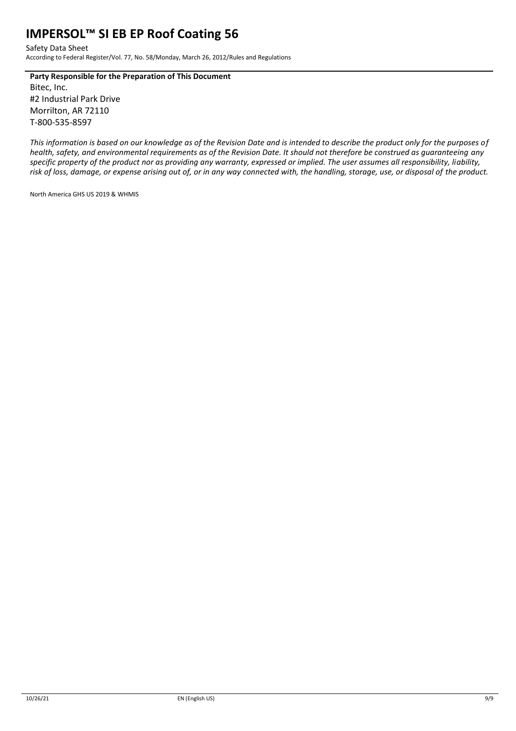**Party Responsible for the Preparation of This Document**

Bitec, Inc.
#2 Industrial Park Drive
Morrilton, AR 72110
T-800-535-8597

*This information is based on our knowledge as of the Revision Date and is intended to describe the product only for the purposes of health, safety, and environmental requirements as of the Revision Date. It should not therefore be construed as guaranteeing any specific property of the product nor as providing any warranty, expressed or implied. The user assumes all responsibility, liability, risk of loss, damage, or expense arising out of, or in any way connected with, the handling, storage, use, or disposal of the product.*

North America GHS US 2019 & WHMIS